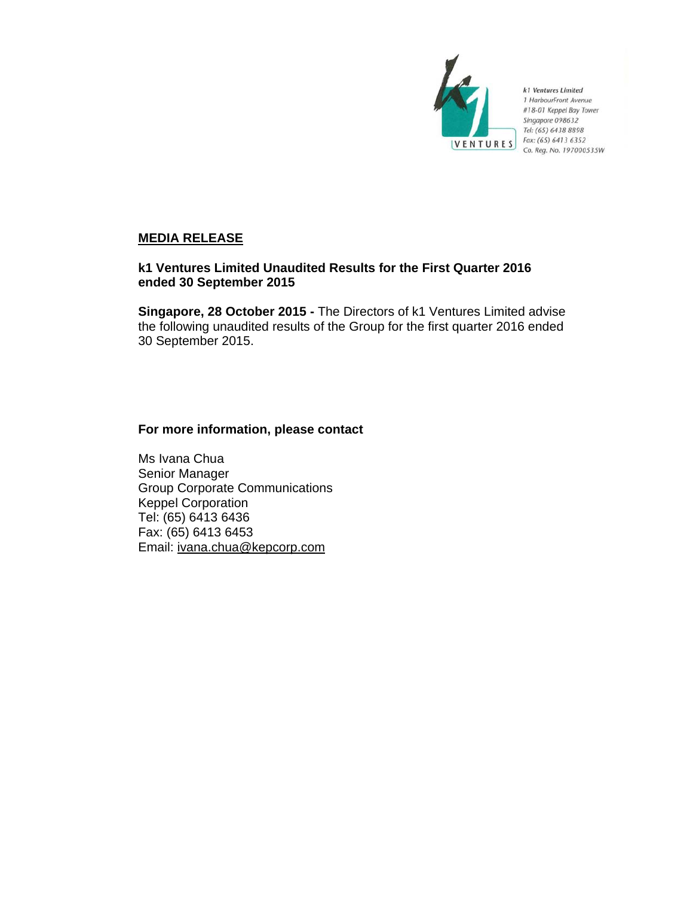k1 Ventures Limited
1 HarbourFront Avenue
#18-01 Keppel Bay Tower
Singapore 098632
Tel: (65) 6438 8898
Fax: (65) 6413 6352
Co. Reg. No. 197000535W

**MEDIA RELEASE**

**k1 Ventures Limited Unaudited Results for the First Quarter 2016 ended 30 September 2015**

**Singapore, 28 October 2015 -** The Directors of k1 Ventures Limited advise the following unaudited results of the Group for the first quarter 2016 ended 30 September 2015.

**For more information, please contact**

Ms Ivana Chua
Senior Manager
Group Corporate Communications
Keppel Corporation
Tel: (65) 6413 6436
Fax: (65) 6413 6453
Email: ivana.chua@kepcorp.com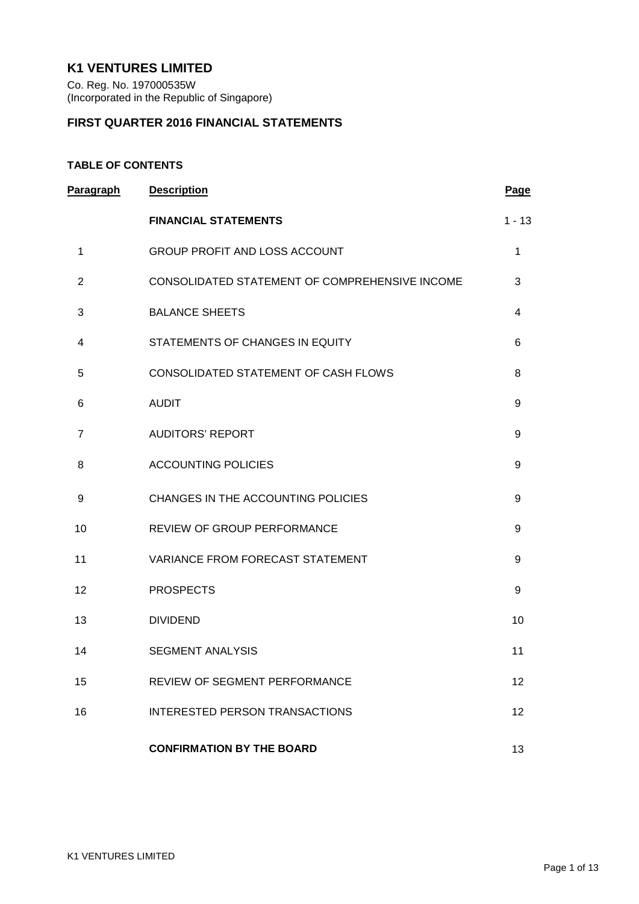## K1 VENTURES LIMITED

Co. Reg. No. 197000535W
(Incorporated in the Republic of Singapore)

## FIRST QUARTER 2016 FINANCIAL STATEMENTS

### TABLE OF CONTENTS

| Paragraph | Description | Page |
|---|---|---|
| | **FINANCIAL STATEMENTS** | 1 - 13 |
| 1 | GROUP PROFIT AND LOSS ACCOUNT | 1 |
| 2 | CONSOLIDATED STATEMENT OF COMPREHENSIVE INCOME | 3 |
| 3 | BALANCE SHEETS | 4 |
| 4 | STATEMENTS OF CHANGES IN EQUITY | 6 |
| 5 | CONSOLIDATED STATEMENT OF CASH FLOWS | 8 |
| 6 | AUDIT | 9 |
| 7 | AUDITORS' REPORT | 9 |
| 8 | ACCOUNTING POLICIES | 9 |
| 9 | CHANGES IN THE ACCOUNTING POLICIES | 9 |
| 10 | REVIEW OF GROUP PERFORMANCE | 9 |
| 11 | VARIANCE FROM FORECAST STATEMENT | 9 |
| 12 | PROSPECTS | 9 |
| 13 | DIVIDEND | 10 |
| 14 | SEGMENT ANALYSIS | 11 |
| 15 | REVIEW OF SEGMENT PERFORMANCE | 12 |
| 16 | INTERESTED PERSON TRANSACTIONS | 12 |
| | **CONFIRMATION BY THE BOARD** | 13 |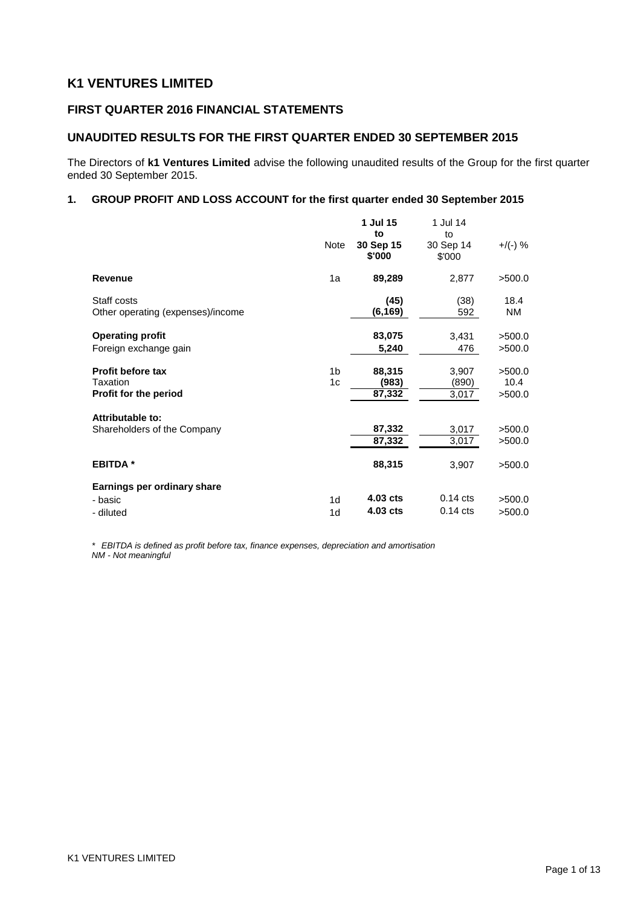## K1 VENTURES LIMITED

### FIRST QUARTER 2016 FINANCIAL STATEMENTS

### UNAUDITED RESULTS FOR THE FIRST QUARTER ENDED 30 SEPTEMBER 2015

The Directors of **k1 Ventures Limited** advise the following unaudited results of the Group for the first quarter ended 30 September 2015.

#### 1. GROUP PROFIT AND LOSS ACCOUNT for the first quarter ended 30 September 2015

| | Note | **1 Jul 15 to 30 Sep 15 $'000** | 1 Jul 14 to 30 Sep 14 $'000 | +/(-) % |
|---|---|---|---|---|
| **Revenue** | 1a | **89,289** | 2,877 | >500.0 |
| Staff costs | | **(45)** | (38) | 18.4 |
| Other operating (expenses)/income | | **(6,169)** | 592 | NM |
| **Operating profit** | | **83,075** | 3,431 | >500.0 |
| Foreign exchange gain | | **5,240** | 476 | >500.0 |
| **Profit before tax** | 1b | **88,315** | 3,907 | >500.0 |
| Taxation | 1c | **(983)** | (890) | 10.4 |
| **Profit for the period** | | **87,332** | 3,017 | >500.0 |
| **Attributable to:** | | | | |
| Shareholders of the Company | | **87,332** | 3,017 | >500.0 |
| | | **87,332** | 3,017 | >500.0 |
| **EBITDA \*** | | **88,315** | 3,907 | >500.0 |
| **Earnings per ordinary share** | | | | |
| - basic | 1d | **4.03 cts** | 0.14 cts | >500.0 |
| - diluted | 1d | **4.03 cts** | 0.14 cts | >500.0 |

*\* EBITDA is defined as profit before tax, finance expenses, depreciation and amortisation*
*NM - Not meaningful*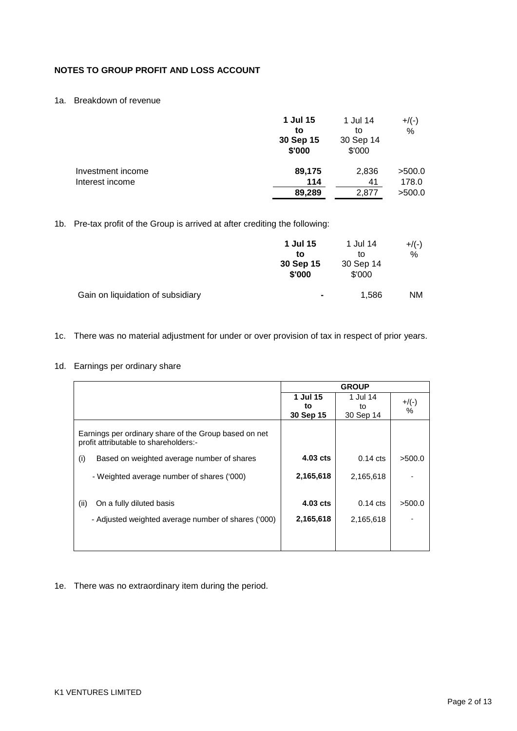## NOTES TO GROUP PROFIT AND LOSS ACCOUNT

1a. Breakdown of revenue

| | 1 Jul 15 to 30 Sep 15 $'000 | 1 Jul 14 to 30 Sep 14 $'000 | +/(-) % |
|---|---|---|---|
| Investment income | 89,175 | 2,836 | >500.0 |
| Interest income | 114 | 41 | 178.0 |
| | 89,289 | 2,877 | >500.0 |

1b. Pre-tax profit of the Group is arrived at after crediting the following:

| | 1 Jul 15 to 30 Sep 15 $'000 | 1 Jul 14 to 30 Sep 14 $'000 | +/(-) % |
|---|---|---|---|
| Gain on liquidation of subsidiary | - | 1,586 | NM |

1c. There was no material adjustment for under or over provision of tax in respect of prior years.

1d. Earnings per ordinary share

| | GROUP | | |
|---|---|---|---|
| | 1 Jul 15 to 30 Sep 15 | 1 Jul 14 to 30 Sep 14 | +/(-) % |
| Earnings per ordinary share of the Group based on net profit attributable to shareholders:- | | | |
| (i) Based on weighted average number of shares | 4.03 cts | 0.14 cts | >500.0 |
| - Weighted average number of shares ('000) | 2,165,618 | 2,165,618 | - |
| (ii) On a fully diluted basis | 4.03 cts | 0.14 cts | >500.0 |
| - Adjusted weighted average number of shares ('000) | 2,165,618 | 2,165,618 | - |

1e. There was no extraordinary item during the period.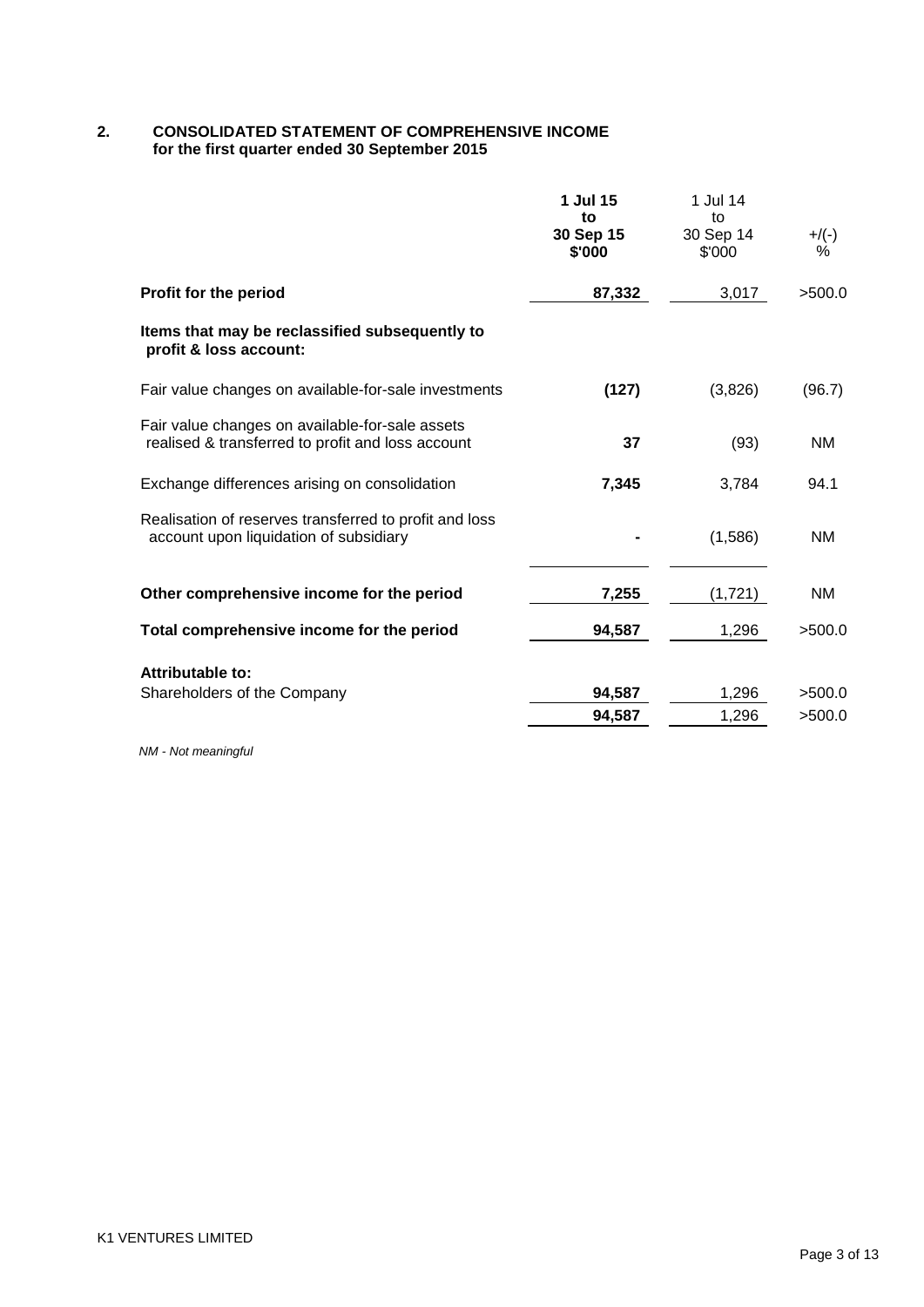## 2. CONSOLIDATED STATEMENT OF COMPREHENSIVE INCOME for the first quarter ended 30 September 2015

| | **1 Jul 15 to 30 Sep 15 $'000** | 1 Jul 14 to 30 Sep 14 $'000 | +/(-) % |
|---|---|---|---|
| **Profit for the period** | **87,332** | 3,017 | >500.0 |
| **Items that may be reclassified subsequently to profit & loss account:** | | | |
| Fair value changes on available-for-sale investments | **(127)** | (3,826) | (96.7) |
| Fair value changes on available-for-sale assets realised & transferred to profit and loss account | **37** | (93) | NM |
| Exchange differences arising on consolidation | **7,345** | 3,784 | 94.1 |
| Realisation of reserves transferred to profit and loss account upon liquidation of subsidiary | **-** | (1,586) | NM |
| **Other comprehensive income for the period** | **7,255** | (1,721) | NM |
| **Total comprehensive income for the period** | **94,587** | 1,296 | >500.0 |
| **Attributable to:** | | | |
| Shareholders of the Company | **94,587** | 1,296 | >500.0 |
| | **94,587** | 1,296 | >500.0 |

*NM - Not meaningful*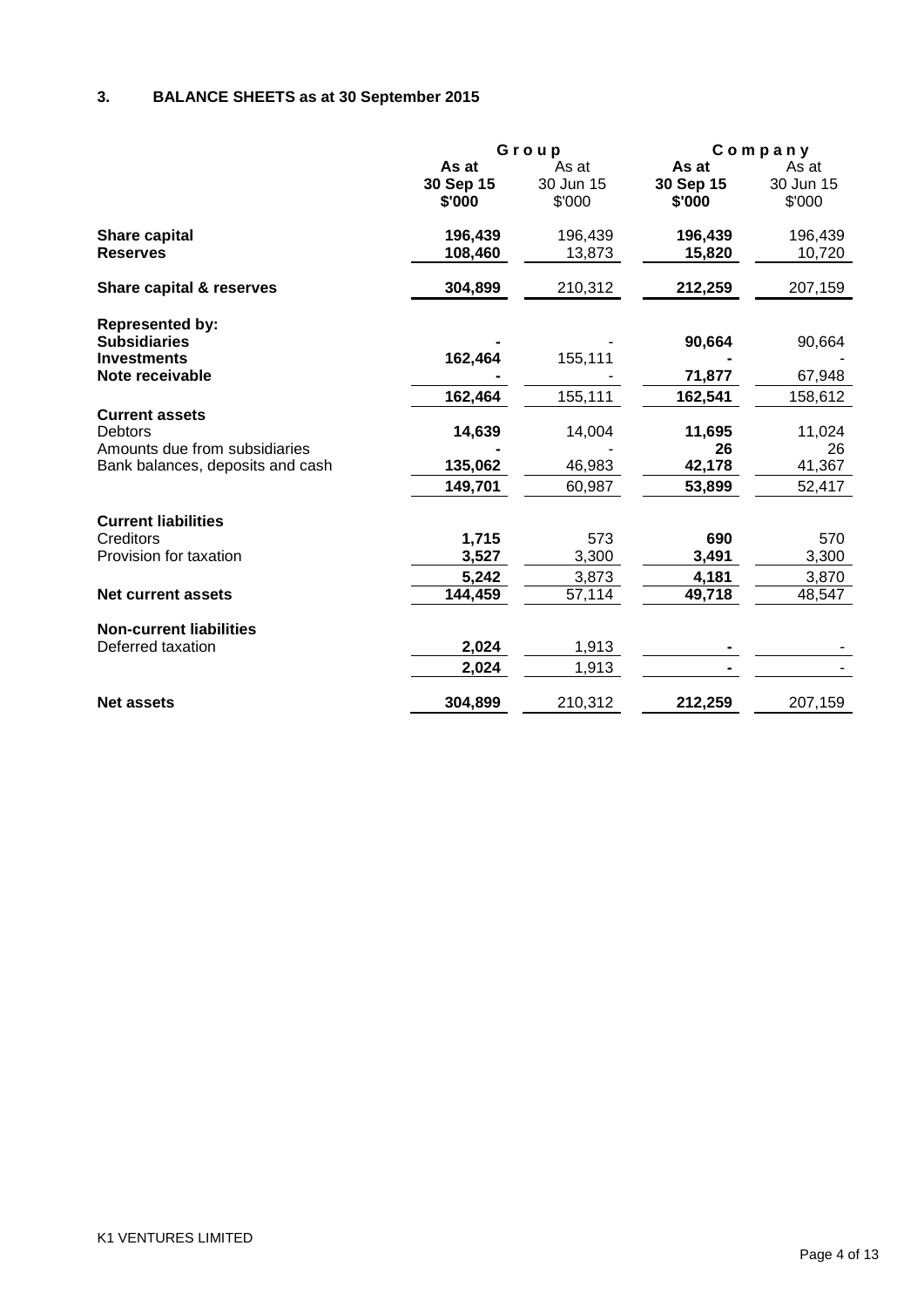## 3. BALANCE SHEETS as at 30 September 2015

| | Group | | Company | |
|---|---|---|---|---|
| | **As at 30 Sep 15 \$'000** | As at 30 Jun 15 \$'000 | **As at 30 Sep 15 \$'000** | As at 30 Jun 15 \$'000 |
| **Share capital** | **196,439** | 196,439 | **196,439** | 196,439 |
| **Reserves** | **108,460** | 13,873 | **15,820** | 10,720 |
| **Share capital & reserves** | **304,899** | 210,312 | **212,259** | 207,159 |
| **Represented by:** | | | | |
| **Subsidiaries** | **-** | - | **90,664** | 90,664 |
| **Investments** | **162,464** | 155,111 | **-** | - |
| **Note receivable** | **-** | - | **71,877** | 67,948 |
| | **162,464** | 155,111 | **162,541** | 158,612 |
| **Current assets** | | | | |
| Debtors | **14,639** | 14,004 | **11,695** | 11,024 |
| Amounts due from subsidiaries | **-** | - | **26** | 26 |
| Bank balances, deposits and cash | **135,062** | 46,983 | **42,178** | 41,367 |
| | **149,701** | 60,987 | **53,899** | 52,417 |
| **Current liabilities** | | | | |
| Creditors | **1,715** | 573 | **690** | 570 |
| Provision for taxation | **3,527** | 3,300 | **3,491** | 3,300 |
| | **5,242** | 3,873 | **4,181** | 3,870 |
| **Net current assets** | **144,459** | 57,114 | **49,718** | 48,547 |
| **Non-current liabilities** | | | | |
| Deferred taxation | **2,024** | 1,913 | **-** | - |
| | **2,024** | 1,913 | **-** | - |
| **Net assets** | **304,899** | 210,312 | **212,259** | 207,159 |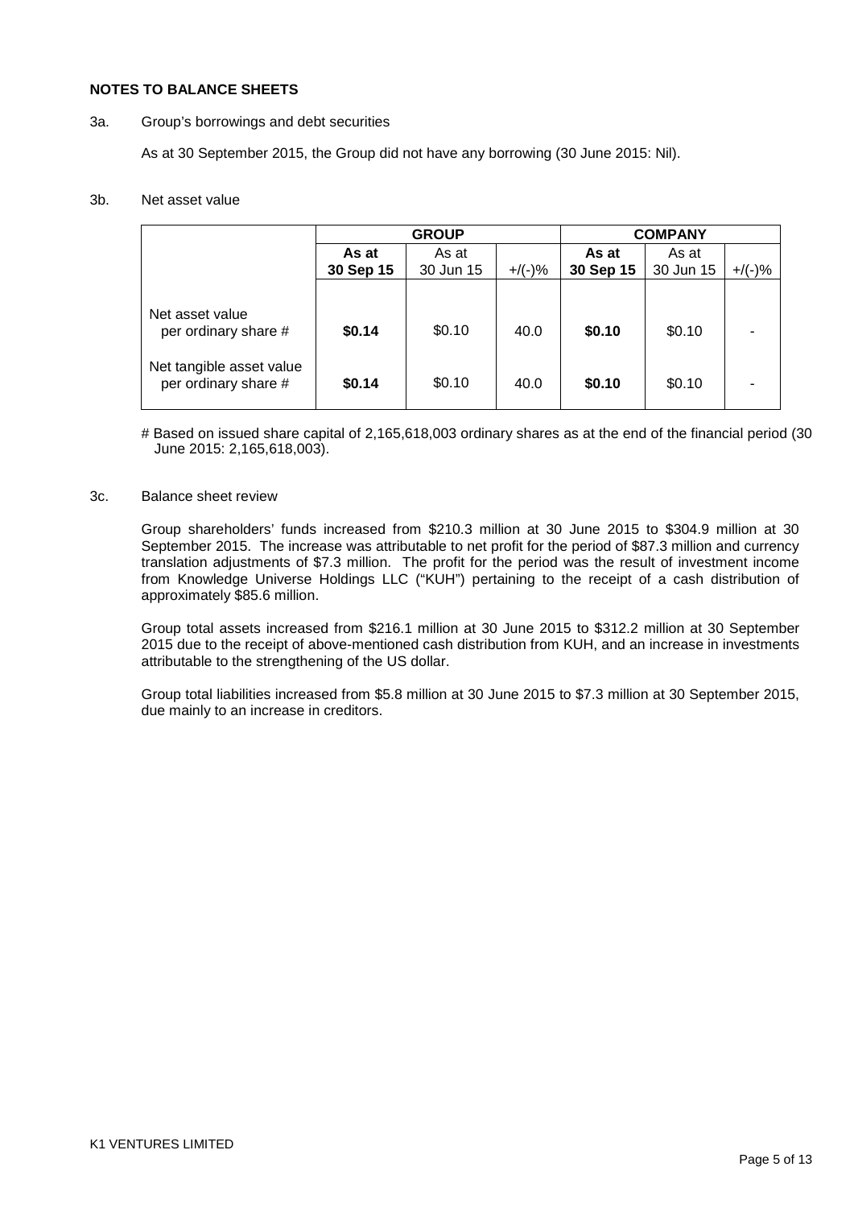## NOTES TO BALANCE SHEETS

3a. Group's borrowings and debt securities

As at 30 September 2015, the Group did not have any borrowing (30 June 2015: Nil).

3b. Net asset value

| | GROUP | | | COMPANY | | |
|---|---|---|---|---|---|---|
| | **As at 30 Sep 15** | As at 30 Jun 15 | +/(-)% | **As at 30 Sep 15** | As at 30 Jun 15 | +/(-)% |
| Net asset value per ordinary share # | **$0.14** | $0.10 | 40.0 | **$0.10** | $0.10 | - |
| Net tangible asset value per ordinary share # | **$0.14** | $0.10 | 40.0 | **$0.10** | $0.10 | - |

# Based on issued share capital of 2,165,618,003 ordinary shares as at the end of the financial period (30 June 2015: 2,165,618,003).

3c. Balance sheet review

Group shareholders' funds increased from $210.3 million at 30 June 2015 to $304.9 million at 30 September 2015. The increase was attributable to net profit for the period of $87.3 million and currency translation adjustments of $7.3 million. The profit for the period was the result of investment income from Knowledge Universe Holdings LLC ("KUH") pertaining to the receipt of a cash distribution of approximately $85.6 million.

Group total assets increased from $216.1 million at 30 June 2015 to $312.2 million at 30 September 2015 due to the receipt of above-mentioned cash distribution from KUH, and an increase in investments attributable to the strengthening of the US dollar.

Group total liabilities increased from $5.8 million at 30 June 2015 to $7.3 million at 30 September 2015, due mainly to an increase in creditors.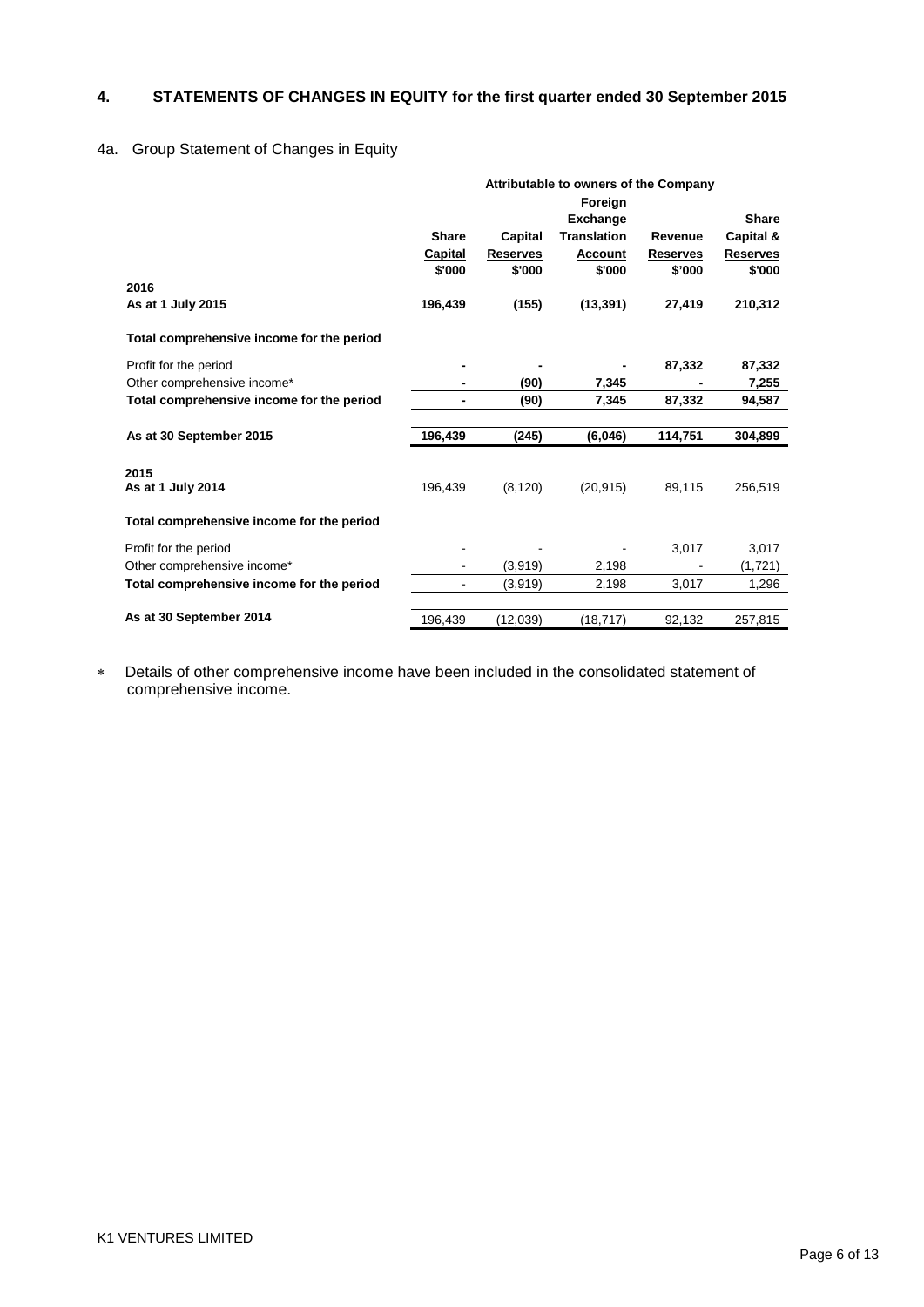## 4. STATEMENTS OF CHANGES IN EQUITY for the first quarter ended 30 September 2015

### 4a. Group Statement of Changes in Equity

| | Attributable to owners of the Company | | | | |
|---|---|---|---|---|---|
| | Share Capital | Capital Reserves | Foreign Exchange Translation Account | Revenue Reserves | Share Capital & Reserves |
| | $'000 | $'000 | $'000 | $'000 | $'000 |
| **2016** | | | | | |
| **As at 1 July 2015** | **196,439** | **(155)** | **(13,391)** | **27,419** | **210,312** |
| **Total comprehensive income for the period** | | | | | |
| Profit for the period | **-** | **-** | **-** | **87,332** | **87,332** |
| Other comprehensive income* | **-** | **(90)** | **7,345** | **-** | **7,255** |
| **Total comprehensive income for the period** | **-** | **(90)** | **7,345** | **87,332** | **94,587** |
| **As at 30 September 2015** | **196,439** | **(245)** | **(6,046)** | **114,751** | **304,899** |
| **2015** | | | | | |
| **As at 1 July 2014** | 196,439 | (8,120) | (20,915) | 89,115 | 256,519 |
| **Total comprehensive income for the period** | | | | | |
| Profit for the period | - | - | - | 3,017 | 3,017 |
| Other comprehensive income* | - | (3,919) | 2,198 | - | (1,721) |
| **Total comprehensive income for the period** | - | (3,919) | 2,198 | 3,017 | 1,296 |
| **As at 30 September 2014** | 196,439 | (12,039) | (18,717) | 92,132 | 257,815 |

* Details of other comprehensive income have been included in the consolidated statement of comprehensive income.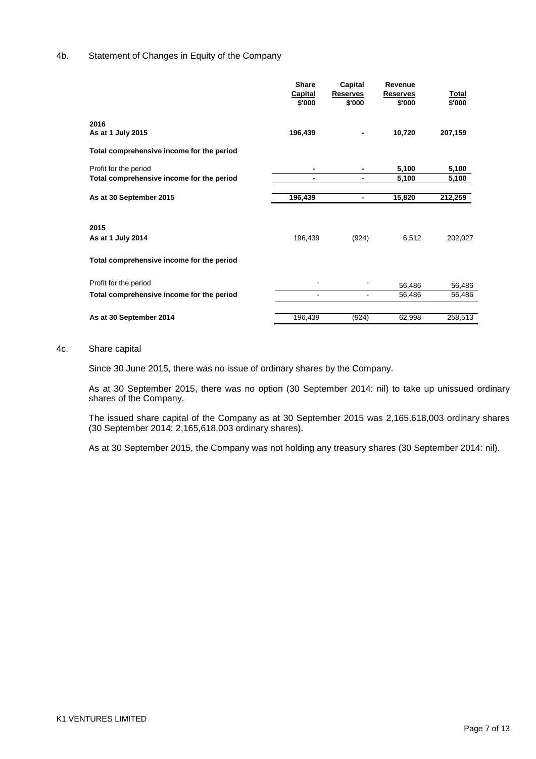## 4b. Statement of Changes in Equity of the Company

| | Share Capital $'000 | Capital Reserves $'000 | Revenue Reserves $'000 | Total $'000 |
|---|---|---|---|---|
| **2016** | | | | |
| **As at 1 July 2015** | **196,439** | **-** | **10,720** | **207,159** |
| **Total comprehensive income for the period** | | | | |
| Profit for the period | **-** | **-** | **5,100** | **5,100** |
| **Total comprehensive income for the period** | **-** | **-** | **5,100** | **5,100** |
| **As at 30 September 2015** | **196,439** | **-** | **15,820** | **212,259** |
| **2015** | | | | |
| **As at 1 July 2014** | 196,439 | (924) | 6,512 | 202,027 |
| **Total comprehensive income for the period** | | | | |
| Profit for the period | - | - | 56,486 | 56,486 |
| **Total comprehensive income for the period** | - | - | 56,486 | 56,486 |
| **As at 30 September 2014** | 196,439 | (924) | 62,998 | 258,513 |

## 4c. Share capital

Since 30 June 2015, there was no issue of ordinary shares by the Company.

As at 30 September 2015, there was no option (30 September 2014: nil) to take up unissued ordinary shares of the Company.

The issued share capital of the Company as at 30 September 2015 was 2,165,618,003 ordinary shares (30 September 2014: 2,165,618,003 ordinary shares).

As at 30 September 2015, the Company was not holding any treasury shares (30 September 2014: nil).

K1 VENTURES LIMITED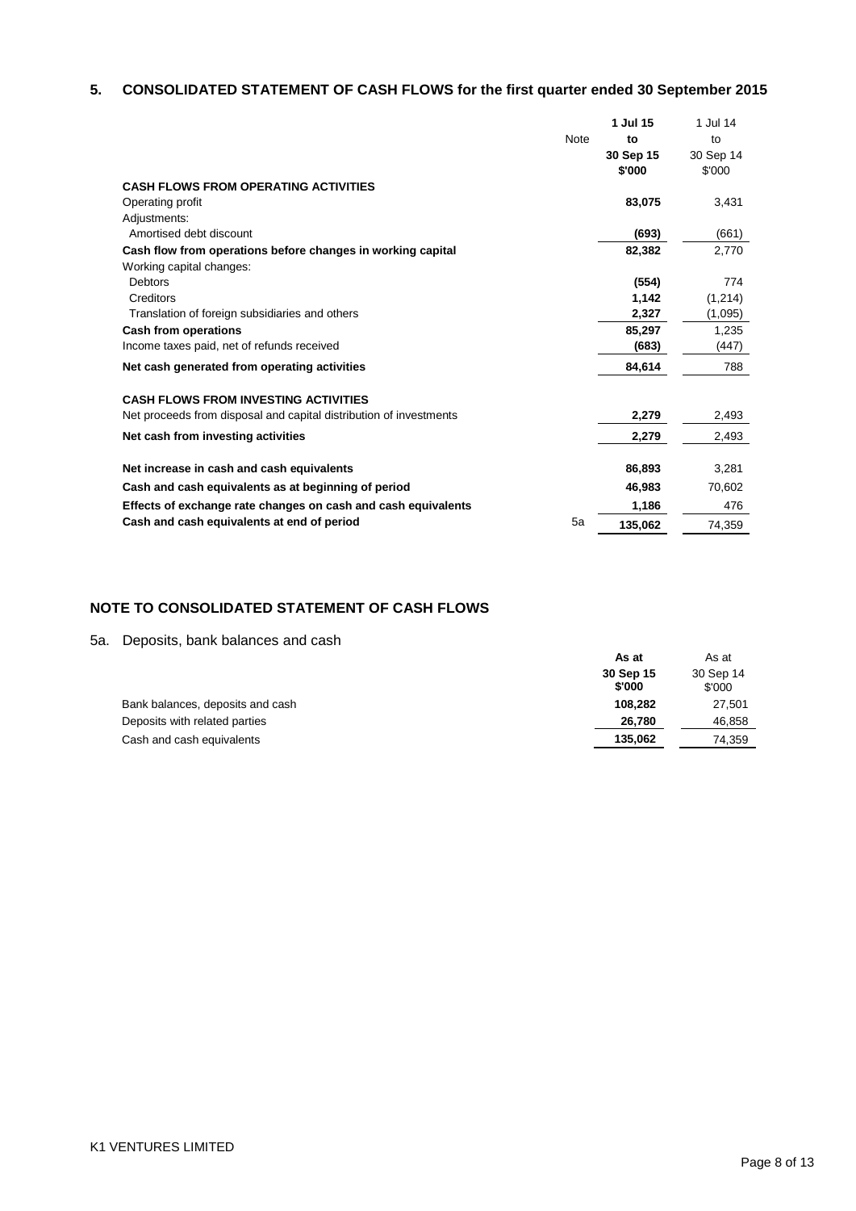## 5. CONSOLIDATED STATEMENT OF CASH FLOWS for the first quarter ended 30 September 2015

| | Note | **1 Jul 15 to 30 Sep 15 $'000** | 1 Jul 14 to 30 Sep 14 $'000 |
|---|---|---|---|
| **CASH FLOWS FROM OPERATING ACTIVITIES** | | | |
| Operating profit | | **83,075** | 3,431 |
| Adjustments: | | | |
| Amortised debt discount | | **(693)** | (661) |
| **Cash flow from operations before changes in working capital** | | **82,382** | 2,770 |
| Working capital changes: | | | |
| Debtors | | **(554)** | 774 |
| Creditors | | **1,142** | (1,214) |
| Translation of foreign subsidiaries and others | | **2,327** | (1,095) |
| **Cash from operations** | | **85,297** | 1,235 |
| Income taxes paid, net of refunds received | | **(683)** | (447) |
| **Net cash generated from operating activities** | | **84,614** | 788 |
| | | | |
| **CASH FLOWS FROM INVESTING ACTIVITIES** | | | |
| Net proceeds from disposal and capital distribution of investments | | **2,279** | 2,493 |
| **Net cash from investing activities** | | **2,279** | 2,493 |
| | | | |
| **Net increase in cash and cash equivalents** | | **86,893** | 3,281 |
| **Cash and cash equivalents as at beginning of period** | | **46,983** | 70,602 |
| **Effects of exchange rate changes on cash and cash equivalents** | | **1,186** | 476 |
| **Cash and cash equivalents at end of period** | 5a | **135,062** | 74,359 |

## NOTE TO CONSOLIDATED STATEMENT OF CASH FLOWS

5a. Deposits, bank balances and cash

| | **As at 30 Sep 15 $'000** | As at 30 Sep 14 $'000 |
|---|---|---|
| Bank balances, deposits and cash | **108,282** | 27,501 |
| Deposits with related parties | **26,780** | 46,858 |
| Cash and cash equivalents | **135,062** | 74,359 |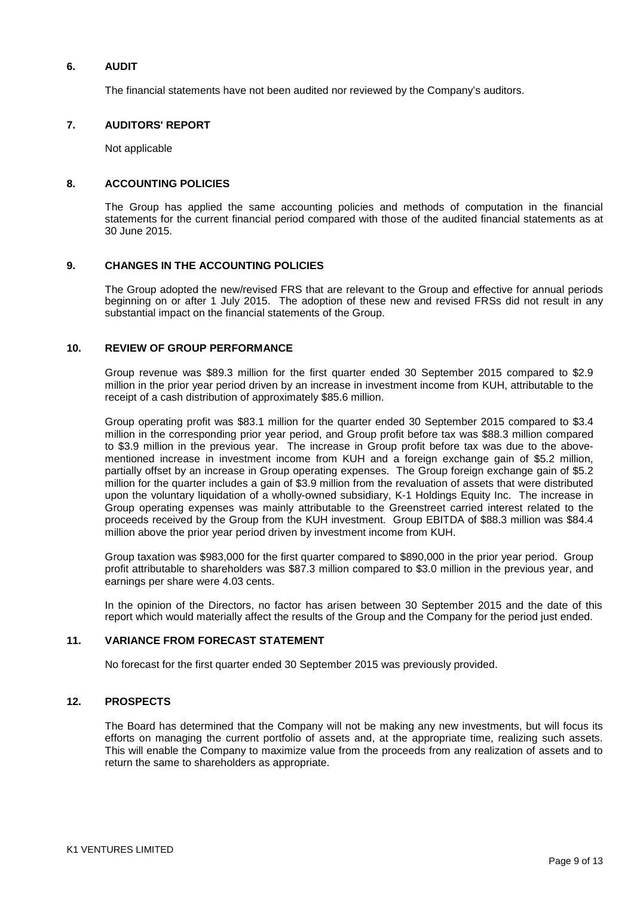## 6. AUDIT

The financial statements have not been audited nor reviewed by the Company's auditors.

## 7. AUDITORS' REPORT

Not applicable

## 8. ACCOUNTING POLICIES

The Group has applied the same accounting policies and methods of computation in the financial statements for the current financial period compared with those of the audited financial statements as at 30 June 2015.

## 9. CHANGES IN THE ACCOUNTING POLICIES

The Group adopted the new/revised FRS that are relevant to the Group and effective for annual periods beginning on or after 1 July 2015. The adoption of these new and revised FRSs did not result in any substantial impact on the financial statements of the Group.

## 10. REVIEW OF GROUP PERFORMANCE

Group revenue was $89.3 million for the first quarter ended 30 September 2015 compared to $2.9 million in the prior year period driven by an increase in investment income from KUH, attributable to the receipt of a cash distribution of approximately $85.6 million.

Group operating profit was $83.1 million for the quarter ended 30 September 2015 compared to $3.4 million in the corresponding prior year period, and Group profit before tax was $88.3 million compared to $3.9 million in the previous year. The increase in Group profit before tax was due to the above-mentioned increase in investment income from KUH and a foreign exchange gain of $5.2 million, partially offset by an increase in Group operating expenses. The Group foreign exchange gain of $5.2 million for the quarter includes a gain of $3.9 million from the revaluation of assets that were distributed upon the voluntary liquidation of a wholly-owned subsidiary, K-1 Holdings Equity Inc. The increase in Group operating expenses was mainly attributable to the Greenstreet carried interest related to the proceeds received by the Group from the KUH investment. Group EBITDA of $88.3 million was $84.4 million above the prior year period driven by investment income from KUH.

Group taxation was $983,000 for the first quarter compared to $890,000 in the prior year period. Group profit attributable to shareholders was $87.3 million compared to $3.0 million in the previous year, and earnings per share were 4.03 cents.

In the opinion of the Directors, no factor has arisen between 30 September 2015 and the date of this report which would materially affect the results of the Group and the Company for the period just ended.

## 11. VARIANCE FROM FORECAST STATEMENT

No forecast for the first quarter ended 30 September 2015 was previously provided.

## 12. PROSPECTS

The Board has determined that the Company will not be making any new investments, but will focus its efforts on managing the current portfolio of assets and, at the appropriate time, realizing such assets. This will enable the Company to maximize value from the proceeds from any realization of assets and to return the same to shareholders as appropriate.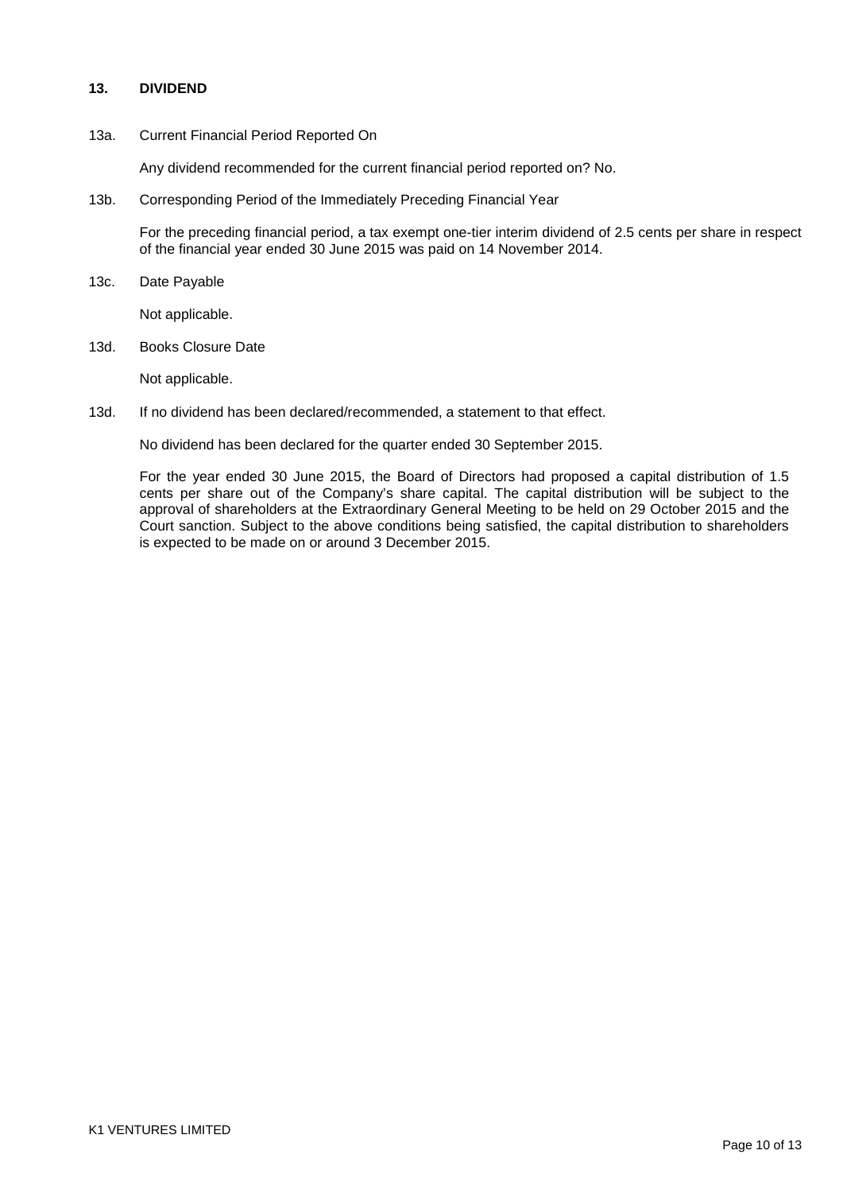## 13. DIVIDEND

13a. Current Financial Period Reported On

Any dividend recommended for the current financial period reported on? No.

13b. Corresponding Period of the Immediately Preceding Financial Year

For the preceding financial period, a tax exempt one-tier interim dividend of 2.5 cents per share in respect of the financial year ended 30 June 2015 was paid on 14 November 2014.

13c. Date Payable

Not applicable.

13d. Books Closure Date

Not applicable.

13d. If no dividend has been declared/recommended, a statement to that effect.

No dividend has been declared for the quarter ended 30 September 2015.

For the year ended 30 June 2015, the Board of Directors had proposed a capital distribution of 1.5 cents per share out of the Company's share capital. The capital distribution will be subject to the approval of shareholders at the Extraordinary General Meeting to be held on 29 October 2015 and the Court sanction. Subject to the above conditions being satisfied, the capital distribution to shareholders is expected to be made on or around 3 December 2015.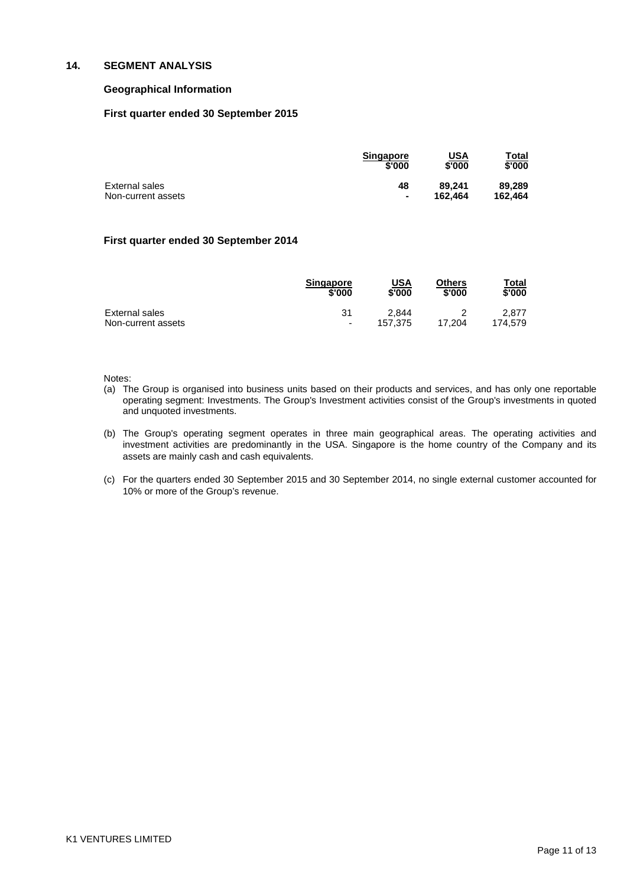## 14. SEGMENT ANALYSIS

### Geographical Information

### First quarter ended 30 September 2015

| | Singapore<br>$'000 | USA<br>$'000 | Total<br>$'000 |
|---|---|---|---|
| External sales | **48** | **89,241** | **89,289** |
| Non-current assets | **-** | **162,464** | **162,464** |

### First quarter ended 30 September 2014

| | Singapore<br>$'000 | USA<br>$'000 | Others<br>$'000 | Total<br>$'000 |
|---|---|---|---|---|
| External sales | 31 | 2,844 | 2 | 2,877 |
| Non-current assets | - | 157,375 | 17,204 | 174,579 |

Notes:

(a) The Group is organised into business units based on their products and services, and has only one reportable operating segment: Investments. The Group's Investment activities consist of the Group's investments in quoted and unquoted investments.

(b) The Group's operating segment operates in three main geographical areas. The operating activities and investment activities are predominantly in the USA. Singapore is the home country of the Company and its assets are mainly cash and cash equivalents.

(c) For the quarters ended 30 September 2015 and 30 September 2014, no single external customer accounted for 10% or more of the Group's revenue.

K1 VENTURES LIMITED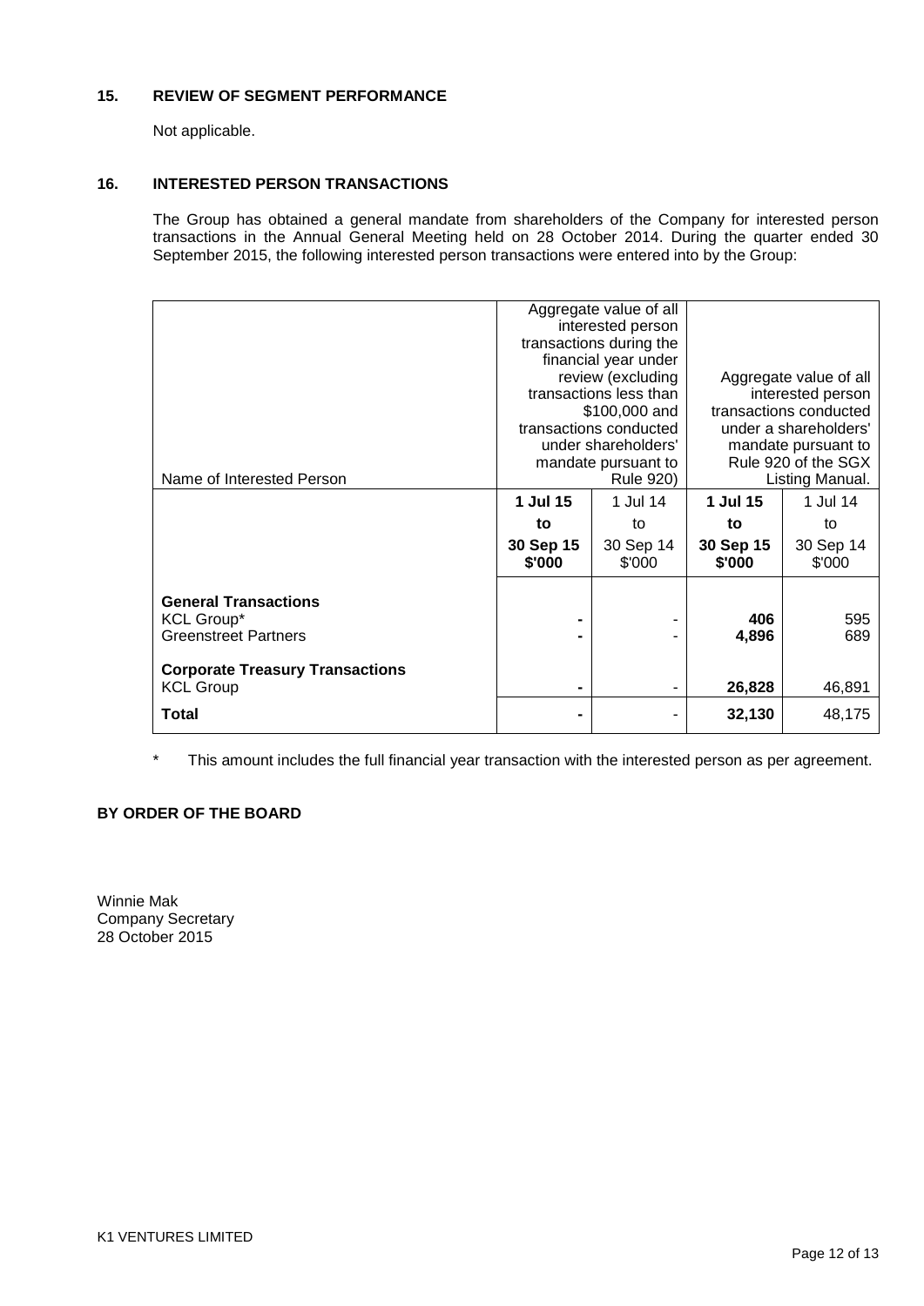## 15. REVIEW OF SEGMENT PERFORMANCE

Not applicable.

## 16. INTERESTED PERSON TRANSACTIONS

The Group has obtained a general mandate from shareholders of the Company for interested person transactions in the Annual General Meeting held on 28 October 2014. During the quarter ended 30 September 2015, the following interested person transactions were entered into by the Group:

| Name of Interested Person | Aggregate value of all interested person transactions during the financial year under review (excluding transactions less than $100,000 and transactions conducted under shareholders' mandate pursuant to Rule 920) | | Aggregate value of all interested person transactions conducted under a shareholders' mandate pursuant to Rule 920 of the SGX Listing Manual. | |
|---|---|---|---|---|
| | **1 Jul 15 to 30 Sep 15 $'000** | 1 Jul 14 to 30 Sep 14 $'000 | **1 Jul 15 to 30 Sep 15 $'000** | 1 Jul 14 to 30 Sep 14 $'000 |
| **General Transactions** | | | | |
| KCL Group* | **-** | - | **406** | 595 |
| Greenstreet Partners | **-** | - | **4,896** | 689 |
| **Corporate Treasury Transactions** | | | | |
| KCL Group | **-** | - | **26,828** | 46,891 |
| **Total** | **-** | - | **32,130** | 48,175 |

\* This amount includes the full financial year transaction with the interested person as per agreement.

**BY ORDER OF THE BOARD**

Winnie Mak
Company Secretary
28 October 2015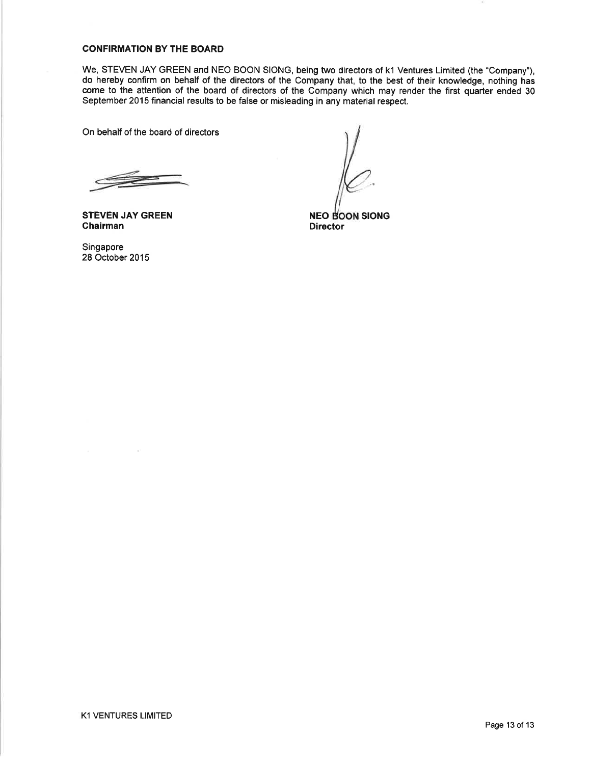**CONFIRMATION BY THE BOARD**

We, STEVEN JAY GREEN and NEO BOON SIONG, being two directors of k1 Ventures Limited (the "Company"), do hereby confirm on behalf of the directors of the Company that, to the best of their knowledge, nothing has come to the attention of the board of directors of the Company which may render the first quarter ended 30 September 2015 financial results to be false or misleading in any material respect.

On behalf of the board of directors

**STEVEN JAY GREEN**
**Chairman**

**NEO BOON SIONG**
**Director**

Singapore
28 October 2015

K1 VENTURES LIMITED